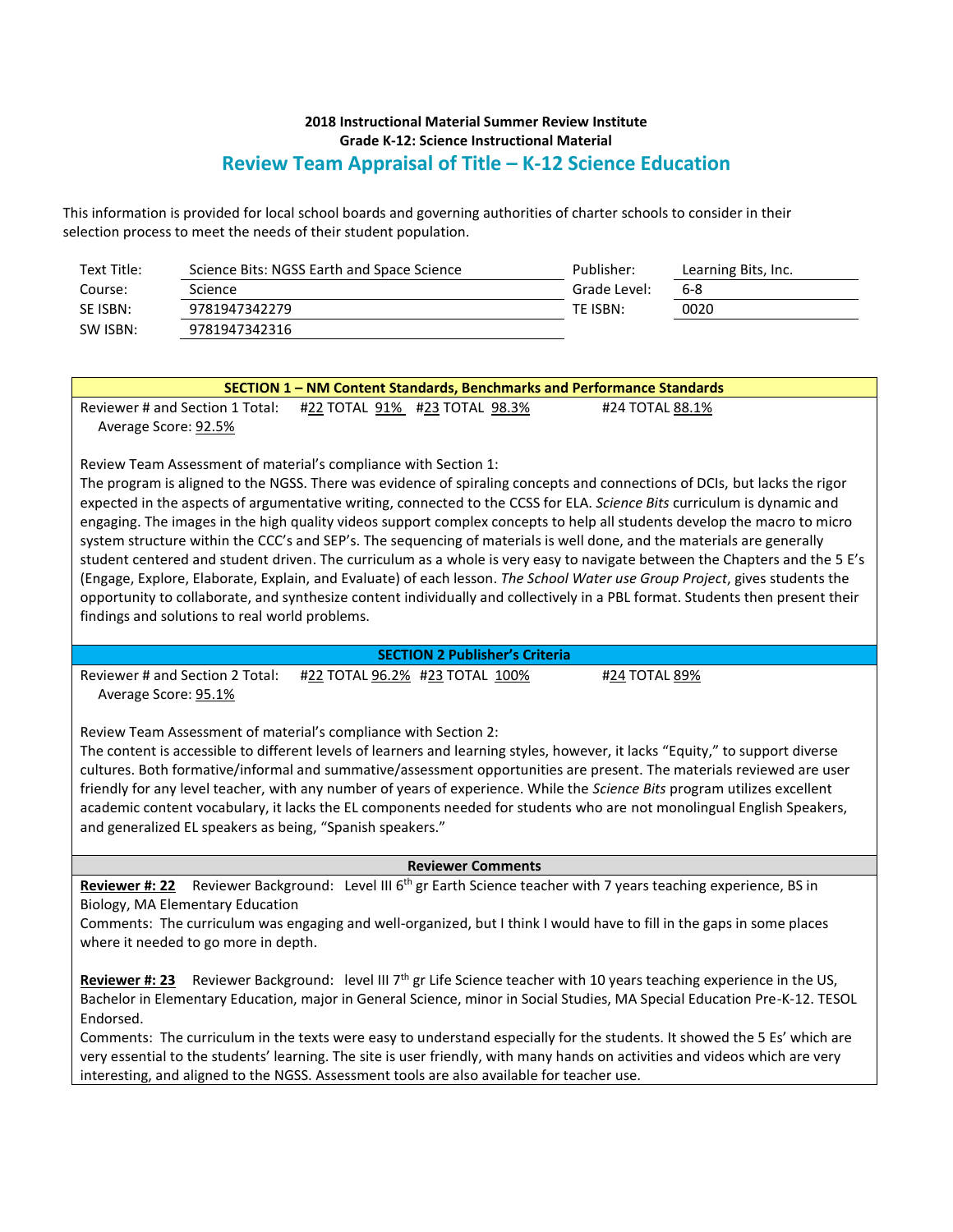**2018 Instructional Material Summer Review Institute**
**Grade K-12: Science Instructional Material**

## Review Team Appraisal of Title – K-12 Science Education

This information is provided for local school boards and governing authorities of charter schools to consider in their selection process to meet the needs of their student population.

| | | | |
|---|---|---|---|
| Text Title: | Science Bits: NGSS Earth and Space Science | Publisher: | Learning Bits, Inc. |
| Course: | Science | Grade Level: | 6-8 |
| SE ISBN: | 9781947342279 | TE ISBN: | 0020 |
| SW ISBN: | 9781947342316 | | |

### SECTION 1 – NM Content Standards, Benchmarks and Performance Standards

Reviewer # and Section 1 Total: #22 TOTAL 91% #23 TOTAL 98.3% #24 TOTAL 88.1%
Average Score: 92.5%

Review Team Assessment of material's compliance with Section 1:
The program is aligned to the NGSS. There was evidence of spiraling concepts and connections of DCIs, but lacks the rigor expected in the aspects of argumentative writing, connected to the CCSS for ELA. *Science Bits* curriculum is dynamic and engaging. The images in the high quality videos support complex concepts to help all students develop the macro to micro system structure within the CCC's and SEP's. The sequencing of materials is well done, and the materials are generally student centered and student driven. The curriculum as a whole is very easy to navigate between the Chapters and the 5 E's (Engage, Explore, Elaborate, Explain, and Evaluate) of each lesson. *The School Water use Group Project*, gives students the opportunity to collaborate, and synthesize content individually and collectively in a PBL format. Students then present their findings and solutions to real world problems.

### SECTION 2 Publisher's Criteria

Reviewer # and Section 2 Total: #22 TOTAL 96.2% #23 TOTAL 100% #24 TOTAL 89%
Average Score: 95.1%

Review Team Assessment of material's compliance with Section 2:
The content is accessible to different levels of learners and learning styles, however, it lacks "Equity," to support diverse cultures. Both formative/informal and summative/assessment opportunities are present. The materials reviewed are user friendly for any level teacher, with any number of years of experience. While the *Science Bits* program utilizes excellent academic content vocabulary, it lacks the EL components needed for students who are not monolingual English Speakers, and generalized EL speakers as being, "Spanish speakers."

### Reviewer Comments

**Reviewer #: 22** Reviewer Background: Level III 6th gr Earth Science teacher with 7 years teaching experience, BS in Biology, MA Elementary Education
Comments: The curriculum was engaging and well-organized, but I think I would have to fill in the gaps in some places where it needed to go more in depth.

**Reviewer #: 23** Reviewer Background: level III 7th gr Life Science teacher with 10 years teaching experience in the US, Bachelor in Elementary Education, major in General Science, minor in Social Studies, MA Special Education Pre-K-12. TESOL Endorsed.
Comments: The curriculum in the texts were easy to understand especially for the students. It showed the 5 Es' which are very essential to the students' learning. The site is user friendly, with many hands on activities and videos which are very interesting, and aligned to the NGSS. Assessment tools are also available for teacher use.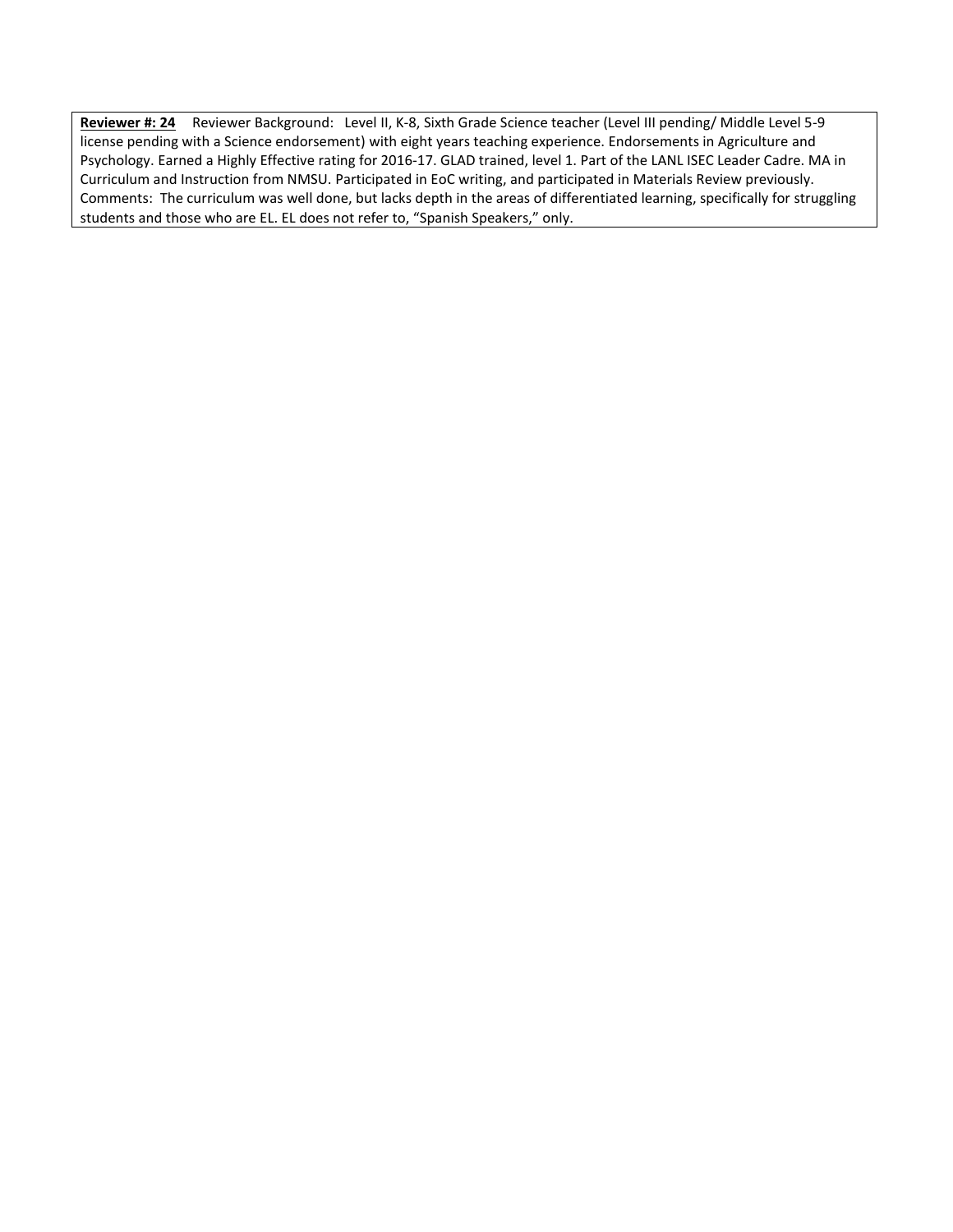**Reviewer #: 24** Reviewer Background: Level II, K-8, Sixth Grade Science teacher (Level III pending/ Middle Level 5-9 license pending with a Science endorsement) with eight years teaching experience. Endorsements in Agriculture and Psychology. Earned a Highly Effective rating for 2016-17. GLAD trained, level 1. Part of the LANL ISEC Leader Cadre. MA in Curriculum and Instruction from NMSU. Participated in EoC writing, and participated in Materials Review previously.
Comments: The curriculum was well done, but lacks depth in the areas of differentiated learning, specifically for struggling students and those who are EL. EL does not refer to, "Spanish Speakers," only.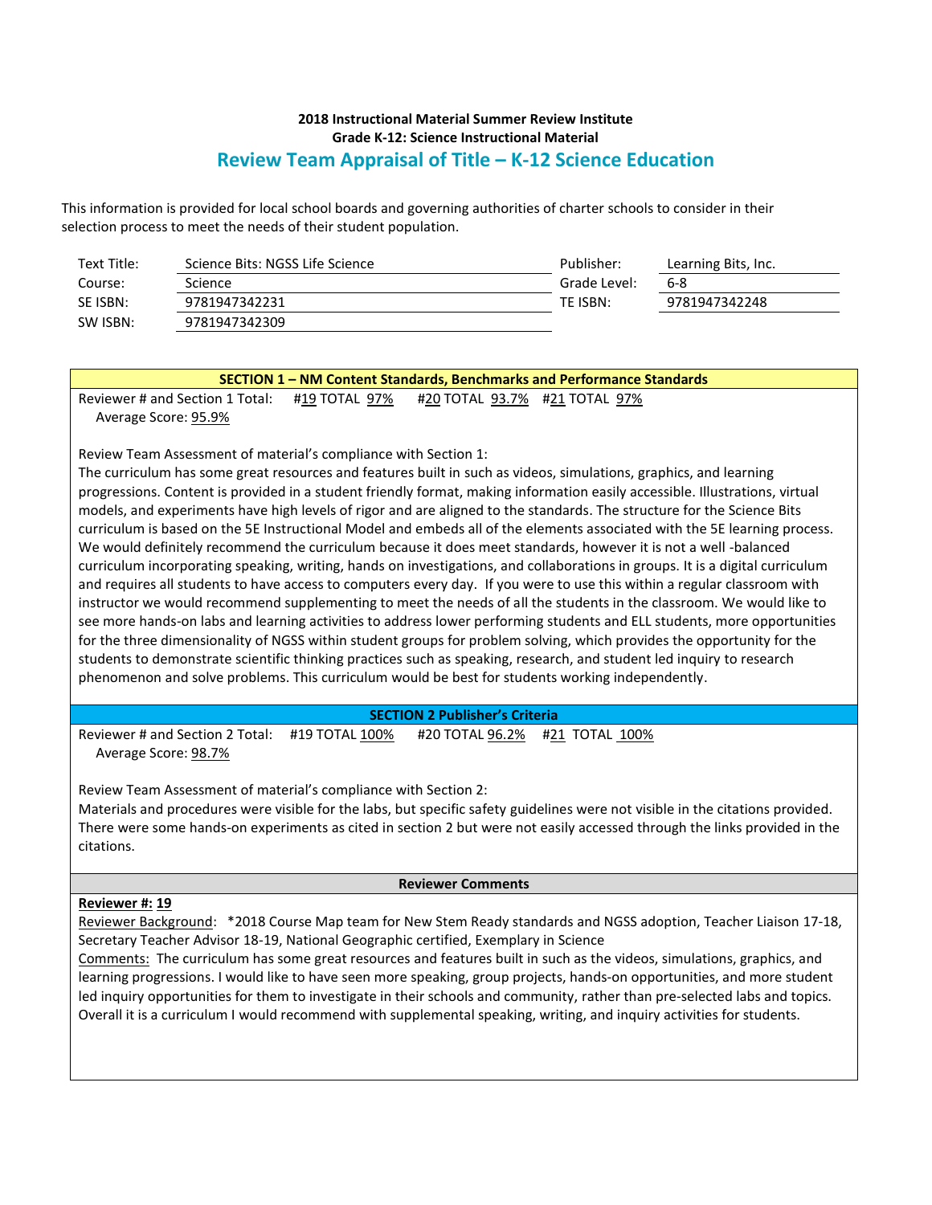**2018 Instructional Material Summer Review Institute**
**Grade K-12: Science Instructional Material**

## Review Team Appraisal of Title – K-12 Science Education

This information is provided for local school boards and governing authorities of charter schools to consider in their selection process to meet the needs of their student population.

| | | | |
|---|---|---|---|
| Text Title: | Science Bits: NGSS Life Science | Publisher: | Learning Bits, Inc. |
| Course: | Science | Grade Level: | 6-8 |
| SE ISBN: | 9781947342231 | TE ISBN: | 9781947342248 |
| SW ISBN: | 9781947342309 | | |

### SECTION 1 – NM Content Standards, Benchmarks and Performance Standards

Reviewer # and Section 1 Total: #19 TOTAL 97% #20 TOTAL 93.7% #21 TOTAL 97%
Average Score: 95.9%

Review Team Assessment of material's compliance with Section 1:
The curriculum has some great resources and features built in such as videos, simulations, graphics, and learning progressions. Content is provided in a student friendly format, making information easily accessible. Illustrations, virtual models, and experiments have high levels of rigor and are aligned to the standards. The structure for the Science Bits curriculum is based on the 5E Instructional Model and embeds all of the elements associated with the 5E learning process. We would definitely recommend the curriculum because it does meet standards, however it is not a well -balanced curriculum incorporating speaking, writing, hands on investigations, and collaborations in groups. It is a digital curriculum and requires all students to have access to computers every day. If you were to use this within a regular classroom with instructor we would recommend supplementing to meet the needs of all the students in the classroom. We would like to see more hands-on labs and learning activities to address lower performing students and ELL students, more opportunities for the three dimensionality of NGSS within student groups for problem solving, which provides the opportunity for the students to demonstrate scientific thinking practices such as speaking, research, and student led inquiry to research phenomenon and solve problems. This curriculum would be best for students working independently.

### SECTION 2 Publisher's Criteria

Reviewer # and Section 2 Total: #19 TOTAL 100% #20 TOTAL 96.2% #21 TOTAL 100%
Average Score: 98.7%

Review Team Assessment of material's compliance with Section 2:
Materials and procedures were visible for the labs, but specific safety guidelines were not visible in the citations provided. There were some hands-on experiments as cited in section 2 but were not easily accessed through the links provided in the citations.

### Reviewer Comments

**Reviewer #: 19**
Reviewer Background: *2018 Course Map team for New Stem Ready standards and NGSS adoption, Teacher Liaison 17-18, Secretary Teacher Advisor 18-19, National Geographic certified, Exemplary in Science
Comments: The curriculum has some great resources and features built in such as the videos, simulations, graphics, and learning progressions. I would like to have seen more speaking, group projects, hands-on opportunities, and more student led inquiry opportunities for them to investigate in their schools and community, rather than pre-selected labs and topics. Overall it is a curriculum I would recommend with supplemental speaking, writing, and inquiry activities for students.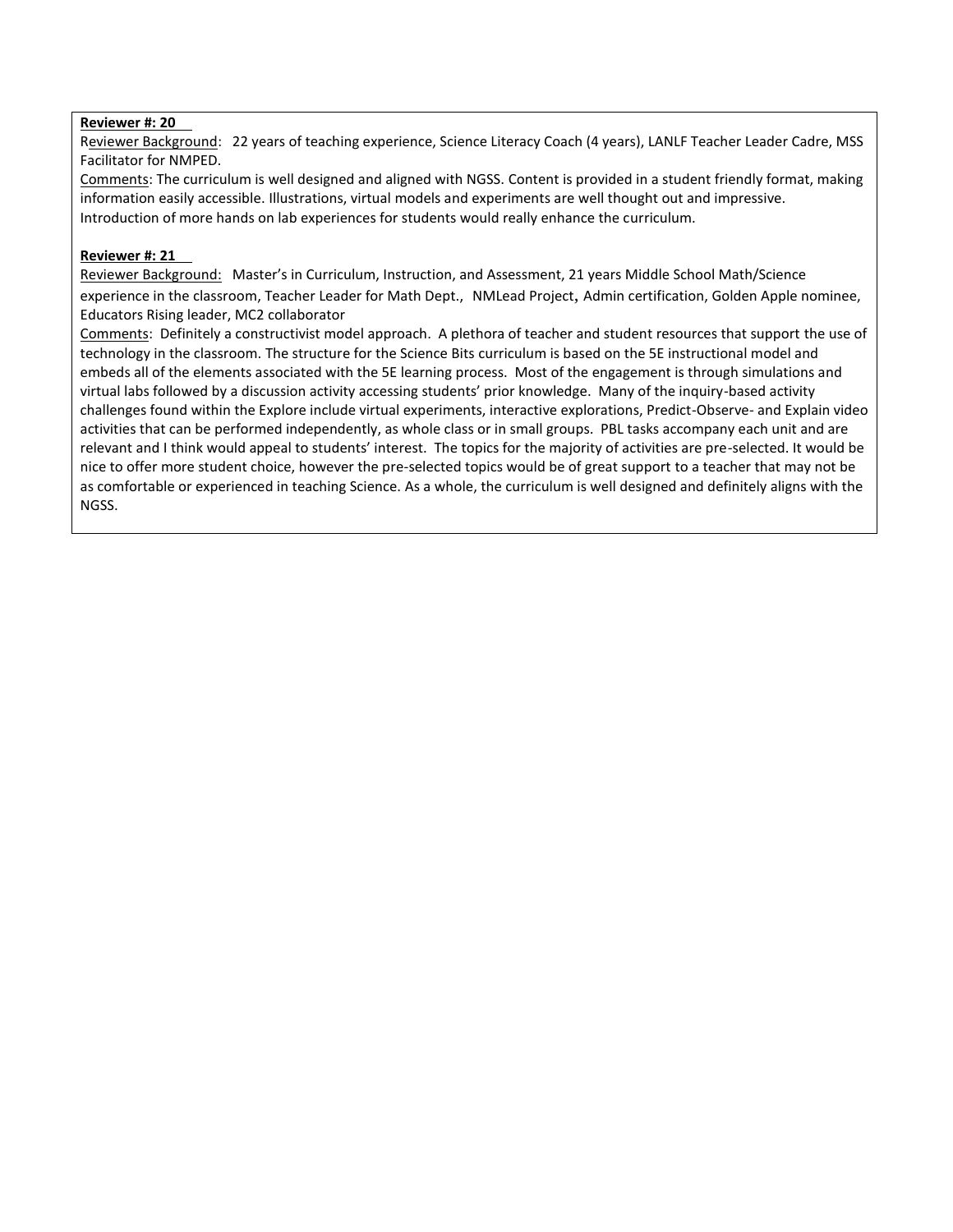**Reviewer #: 20**

Reviewer Background: 22 years of teaching experience, Science Literacy Coach (4 years), LANLF Teacher Leader Cadre, MSS Facilitator for NMPED.

Comments: The curriculum is well designed and aligned with NGSS. Content is provided in a student friendly format, making information easily accessible. Illustrations, virtual models and experiments are well thought out and impressive. Introduction of more hands on lab experiences for students would really enhance the curriculum.

**Reviewer #: 21**

Reviewer Background: Master's in Curriculum, Instruction, and Assessment, 21 years Middle School Math/Science experience in the classroom, Teacher Leader for Math Dept., NMLead Project, Admin certification, Golden Apple nominee, Educators Rising leader, MC2 collaborator

Comments: Definitely a constructivist model approach. A plethora of teacher and student resources that support the use of technology in the classroom. The structure for the Science Bits curriculum is based on the 5E instructional model and embeds all of the elements associated with the 5E learning process. Most of the engagement is through simulations and virtual labs followed by a discussion activity accessing students' prior knowledge. Many of the inquiry-based activity challenges found within the Explore include virtual experiments, interactive explorations, Predict-Observe- and Explain video activities that can be performed independently, as whole class or in small groups. PBL tasks accompany each unit and are relevant and I think would appeal to students' interest. The topics for the majority of activities are pre-selected. It would be nice to offer more student choice, however the pre-selected topics would be of great support to a teacher that may not be as comfortable or experienced in teaching Science. As a whole, the curriculum is well designed and definitely aligns with the NGSS.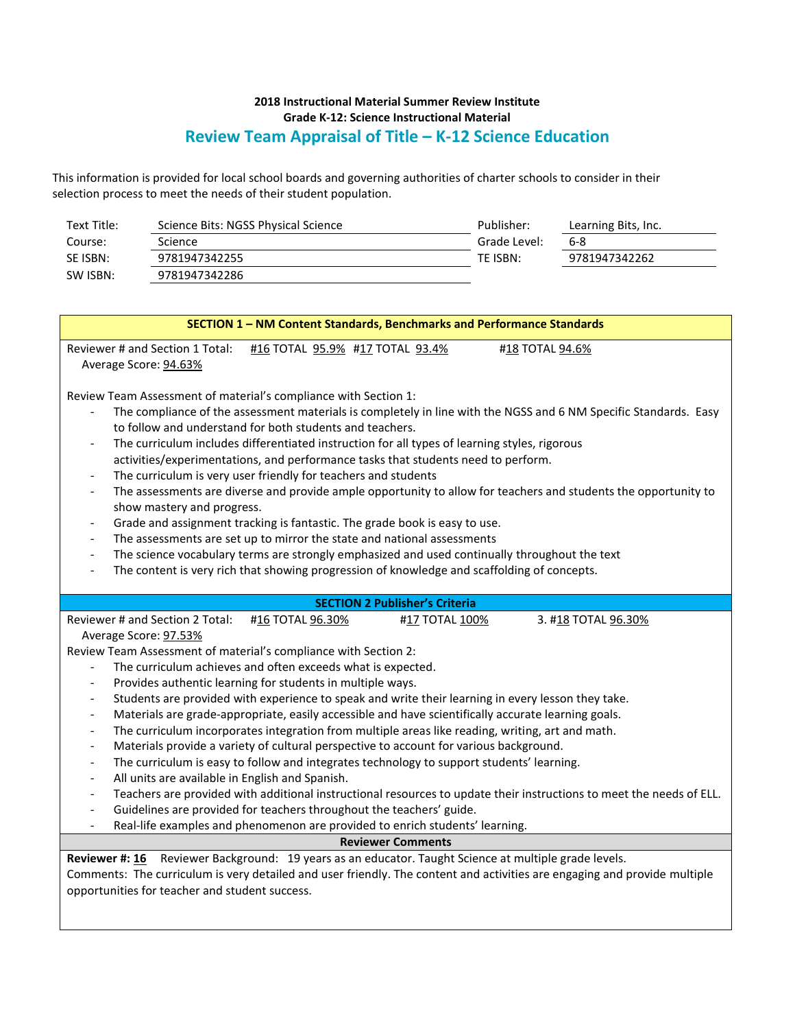**2018 Instructional Material Summer Review Institute**
**Grade K-12: Science Instructional Material**

## Review Team Appraisal of Title – K-12 Science Education

This information is provided for local school boards and governing authorities of charter schools to consider in their selection process to meet the needs of their student population.

| | | | |
|---|---|---|---|
| Text Title: | Science Bits: NGSS Physical Science | Publisher: | Learning Bits, Inc. |
| Course: | Science | Grade Level: | 6-8 |
| SE ISBN: | 9781947342255 | TE ISBN: | 9781947342262 |
| SW ISBN: | 9781947342286 | | |

### SECTION 1 – NM Content Standards, Benchmarks and Performance Standards

Reviewer # and Section 1 Total: #16 TOTAL 95.9% #17 TOTAL 93.4% #18 TOTAL 94.6%
Average Score: 94.63%

Review Team Assessment of material's compliance with Section 1:

- The compliance of the assessment materials is completely in line with the NGSS and 6 NM Specific Standards. Easy to follow and understand for both students and teachers.
- The curriculum includes differentiated instruction for all types of learning styles, rigorous activities/experimentations, and performance tasks that students need to perform.
- The curriculum is very user friendly for teachers and students
- The assessments are diverse and provide ample opportunity to allow for teachers and students the opportunity to show mastery and progress.
- Grade and assignment tracking is fantastic. The grade book is easy to use.
- The assessments are set up to mirror the state and national assessments
- The science vocabulary terms are strongly emphasized and used continually throughout the text
- The content is very rich that showing progression of knowledge and scaffolding of concepts.

### SECTION 2 Publisher's Criteria

Reviewer # and Section 2 Total: #16 TOTAL 96.30% #17 TOTAL 100% 3. #18 TOTAL 96.30%
Average Score: 97.53%

Review Team Assessment of material's compliance with Section 2:

- The curriculum achieves and often exceeds what is expected.
- Provides authentic learning for students in multiple ways.
- Students are provided with experience to speak and write their learning in every lesson they take.
- Materials are grade-appropriate, easily accessible and have scientifically accurate learning goals.
- The curriculum incorporates integration from multiple areas like reading, writing, art and math.
- Materials provide a variety of cultural perspective to account for various background.
- The curriculum is easy to follow and integrates technology to support students' learning.
- All units are available in English and Spanish.
- Teachers are provided with additional instructional resources to update their instructions to meet the needs of ELL.
- Guidelines are provided for teachers throughout the teachers' guide.
- Real-life examples and phenomenon are provided to enrich students' learning.

### Reviewer Comments

**Reviewer #: 16** Reviewer Background: 19 years as an educator. Taught Science at multiple grade levels.
Comments: The curriculum is very detailed and user friendly. The content and activities are engaging and provide multiple opportunities for teacher and student success.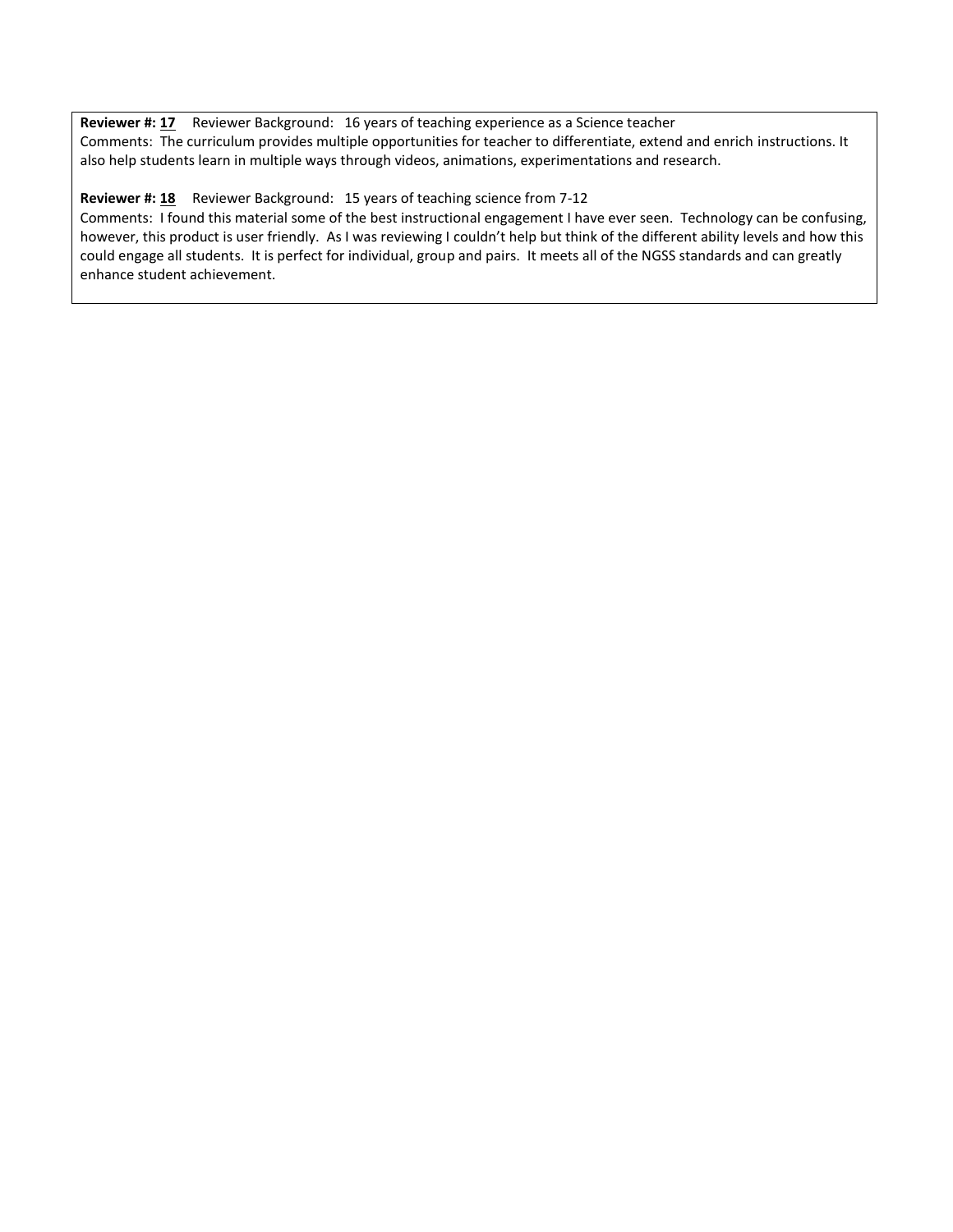**Reviewer #: 17** Reviewer Background: 16 years of teaching experience as a Science teacher
Comments: The curriculum provides multiple opportunities for teacher to differentiate, extend and enrich instructions. It also help students learn in multiple ways through videos, animations, experimentations and research.

**Reviewer #: 18** Reviewer Background: 15 years of teaching science from 7-12
Comments: I found this material some of the best instructional engagement I have ever seen. Technology can be confusing, however, this product is user friendly. As I was reviewing I couldn't help but think of the different ability levels and how this could engage all students. It is perfect for individual, group and pairs. It meets all of the NGSS standards and can greatly enhance student achievement.